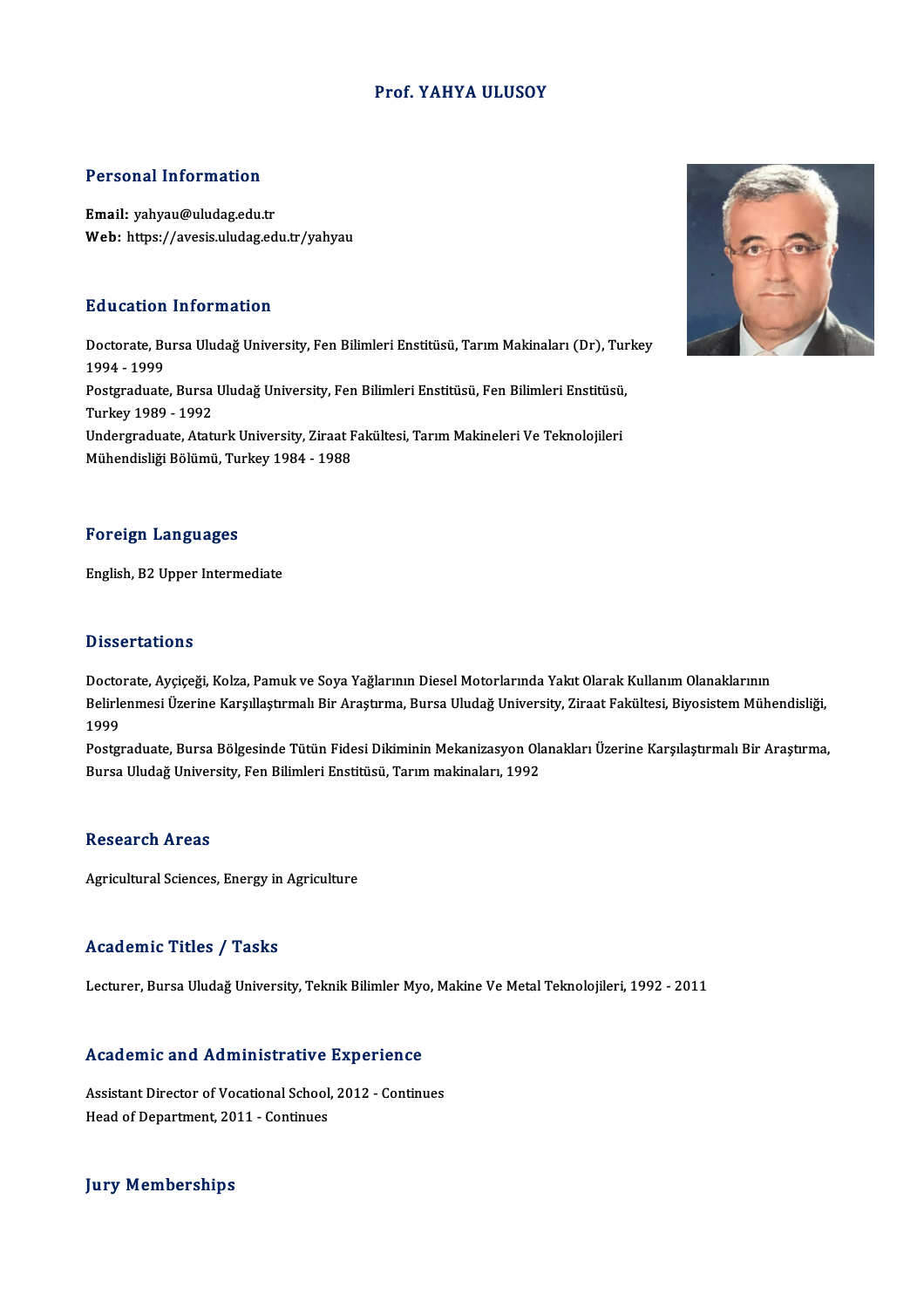# Prof. YAHYA ULUSOY

## Personal Information

**Email:** yahyau@uludag.edu.tr
**Web:** https://avesis.uludag.edu.tr/yahyau

## Education Information

Doctorate, Bursa Uludağ University, Fen Bilimleri Enstitüsü, Tarım Makinaları (Dr), Turkey 1994 - 1999
Postgraduate, Bursa Uludağ University, Fen Bilimleri Enstitüsü, Fen Bilimleri Enstitüsü, Turkey 1989 - 1992
Undergraduate, Ataturk University, Ziraat Fakültesi, Tarım Makineleri Ve Teknolojileri Mühendisliği Bölümü, Turkey 1984 - 1988

## Foreign Languages

English, B2 Upper Intermediate

## Dissertations

Doctorate, Ayçiçeği, Kolza, Pamuk ve Soya Yağlarının Diesel Motorlarında Yakıt Olarak Kullanım Olanaklarının Belirlenmesi Üzerine Karşılaştırmalı Bir Araştırma, Bursa Uludağ University, Ziraat Fakültesi, Biyosistem Mühendisliği, 1999
Postgraduate, Bursa Bölgesinde Tütün Fidesi Dikiminin Mekanizasyon Olanakları Üzerine Karşılaştırmalı Bir Araştırma, Bursa Uludağ University, Fen Bilimleri Enstitüsü, Tarım makinaları, 1992

## Research Areas

Agricultural Sciences, Energy in Agriculture

## Academic Titles / Tasks

Lecturer, Bursa Uludağ University, Teknik Bilimler Myo, Makine Ve Metal Teknolojileri, 1992 - 2011

## Academic and Administrative Experience

Assistant Director of Vocational School, 2012 - Continues
Head of Department, 2011 - Continues

## Jury Memberships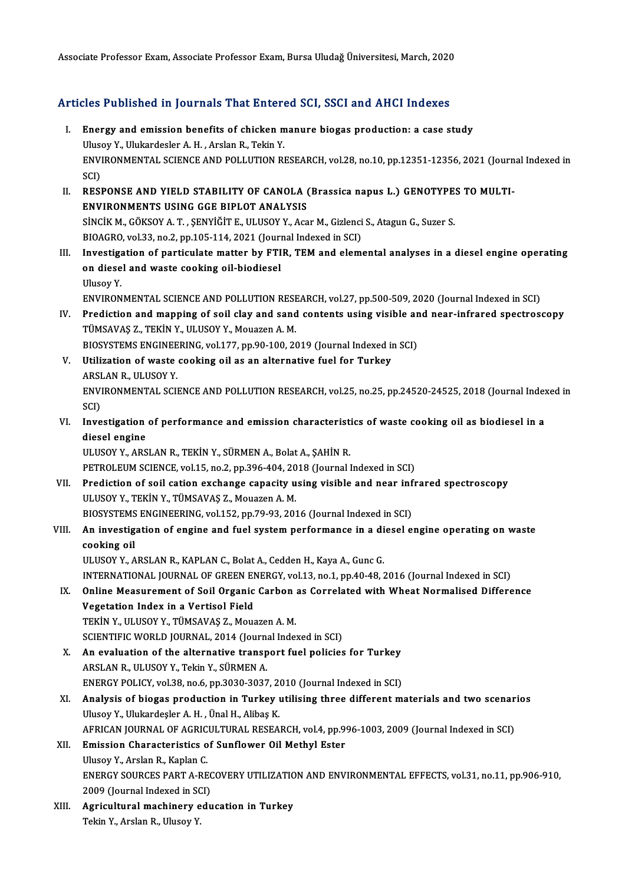Associate Professor Exam, Associate Professor Exam, Bursa Uludağ Üniversitesi, March, 2020

## Articles Published in Journals That Entered SCI, SSCI and AHCI Indexes

I. **Energy and emission benefits of chicken manure biogas production: a case study**
   Ulusoy Y., Ulukardesler A. H. , Arslan R., Tekin Y.
   ENVIRONMENTAL SCIENCE AND POLLUTION RESEARCH, vol.28, no.10, pp.12351-12356, 2021 (Journal Indexed in SCI)

II. **RESPONSE AND YIELD STABILITY OF CANOLA (Brassica napus L.) GENOTYPES TO MULTI-ENVIRONMENTS USING GGE BIPLOT ANALYSIS**
   SİNCİK M., GÖKSOY A. T. , ŞENYİĞİT E., ULUSOY Y., Acar M., Gizlenci S., Atagun G., Suzer S.
   BIOAGRO, vol.33, no.2, pp.105-114, 2021 (Journal Indexed in SCI)

III. **Investigation of particulate matter by FTIR, TEM and elemental analyses in a diesel engine operating on diesel and waste cooking oil-biodiesel**
   Ulusoy Y.
   ENVIRONMENTAL SCIENCE AND POLLUTION RESEARCH, vol.27, pp.500-509, 2020 (Journal Indexed in SCI)

IV. **Prediction and mapping of soil clay and sand contents using visible and near-infrared spectroscopy**
   TÜMSAVAŞ Z., TEKİN Y., ULUSOY Y., Mouazen A. M.
   BIOSYSTEMS ENGINEERING, vol.177, pp.90-100, 2019 (Journal Indexed in SCI)

V. **Utilization of waste cooking oil as an alternative fuel for Turkey**
   ARSLAN R., ULUSOY Y.
   ENVIRONMENTAL SCIENCE AND POLLUTION RESEARCH, vol.25, no.25, pp.24520-24525, 2018 (Journal Indexed in SCI)

VI. **Investigation of performance and emission characteristics of waste cooking oil as biodiesel in a diesel engine**
   ULUSOY Y., ARSLAN R., TEKİN Y., SÜRMEN A., Bolat A., ŞAHİN R.
   PETROLEUM SCIENCE, vol.15, no.2, pp.396-404, 2018 (Journal Indexed in SCI)

VII. **Prediction of soil cation exchange capacity using visible and near infrared spectroscopy**
   ULUSOY Y., TEKİN Y., TÜMSAVAŞ Z., Mouazen A. M.
   BIOSYSTEMS ENGINEERING, vol.152, pp.79-93, 2016 (Journal Indexed in SCI)

VIII. **An investigation of engine and fuel system performance in a diesel engine operating on waste cooking oil**
   ULUSOY Y., ARSLAN R., KAPLAN C., Bolat A., Cedden H., Kaya A., Gunc G.
   INTERNATIONAL JOURNAL OF GREEN ENERGY, vol.13, no.1, pp.40-48, 2016 (Journal Indexed in SCI)

IX. **Online Measurement of Soil Organic Carbon as Correlated with Wheat Normalised Difference Vegetation Index in a Vertisol Field**
   TEKİN Y., ULUSOY Y., TÜMSAVAŞ Z., Mouazen A. M.
   SCIENTIFIC WORLD JOURNAL, 2014 (Journal Indexed in SCI)

X. **An evaluation of the alternative transport fuel policies for Turkey**
   ARSLAN R., ULUSOY Y., Tekin Y., SÜRMEN A.
   ENERGY POLICY, vol.38, no.6, pp.3030-3037, 2010 (Journal Indexed in SCI)

XI. **Analysis of biogas production in Turkey utilising three different materials and two scenarios**
   Ulusoy Y., Ulukardeşler A. H. , Ünal H., Alibaş K.
   AFRICAN JOURNAL OF AGRICULTURAL RESEARCH, vol.4, pp.996-1003, 2009 (Journal Indexed in SCI)

XII. **Emission Characteristics of Sunflower Oil Methyl Ester**
   Ulusoy Y., Arslan R., Kaplan C.
   ENERGY SOURCES PART A-RECOVERY UTILIZATION AND ENVIRONMENTAL EFFECTS, vol.31, no.11, pp.906-910, 2009 (Journal Indexed in SCI)

XIII. **Agricultural machinery education in Turkey**
   Tekin Y., Arslan R., Ulusoy Y.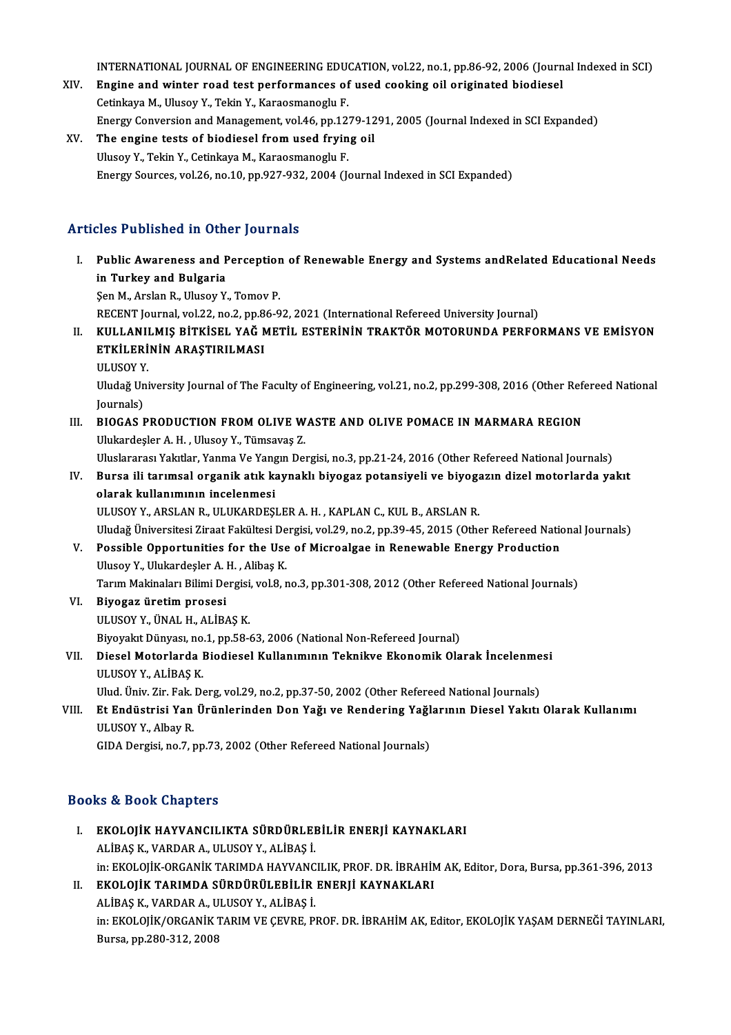INTERNATIONAL JOURNAL OF ENGINEERING EDUCATION, vol.22, no.1, pp.86-92, 2006 (Journal Indexed in SCI)

XIV. **Engine and winter road test performances of used cooking oil originated biodiesel**
Cetinkaya M., Ulusoy Y., Tekin Y., Karaosmanoglu F.
Energy Conversion and Management, vol.46, pp.1279-1291, 2005 (Journal Indexed in SCI Expanded)

XV. **The engine tests of biodiesel from used frying oil**
Ulusoy Y., Tekin Y., Cetinkaya M., Karaosmanoglu F.
Energy Sources, vol.26, no.10, pp.927-932, 2004 (Journal Indexed in SCI Expanded)

## Articles Published in Other Journals

I. **Public Awareness and Perception of Renewable Energy and Systems andRelated Educational Needs in Turkey and Bulgaria**
Şen M., Arslan R., Ulusoy Y., Tomov P.
RECENT Journal, vol.22, no.2, pp.86-92, 2021 (International Refereed University Journal)

II. **KULLANILMIŞ BİTKİSEL YAĞ METİL ESTERİNİN TRAKTÖR MOTORUNDA PERFORMANS VE EMİSYON ETKİLERİNİN ARAŞTIRILMASI**
ULUSOY Y.
Uludağ University Journal of The Faculty of Engineering, vol.21, no.2, pp.299-308, 2016 (Other Refereed National Journals)

III. **BIOGAS PRODUCTION FROM OLIVE WASTE AND OLIVE POMACE IN MARMARA REGION**
Ulukardeşler A. H. , Ulusoy Y., Tümsavaş Z.
Uluslararası Yakıtlar, Yanma Ve Yangın Dergisi, no.3, pp.21-24, 2016 (Other Refereed National Journals)

IV. **Bursa ili tarımsal organik atık kaynaklı biyogaz potansiyeli ve biyogazın dizel motorlarda yakıt olarak kullanımının incelenmesi**
ULUSOY Y., ARSLAN R., ULUKARDEŞLER A. H. , KAPLAN C., KUL B., ARSLAN R.
Uludağ Üniversitesi Ziraat Fakültesi Dergisi, vol.29, no.2, pp.39-45, 2015 (Other Refereed National Journals)

V. **Possible Opportunities for the Use of Microalgae in Renewable Energy Production**
Ulusoy Y., Ulukardeşler A. H. , Alibaş K.
Tarım Makinaları Bilimi Dergisi, vol.8, no.3, pp.301-308, 2012 (Other Refereed National Journals)

VI. **Biyogaz üretim prosesi**
ULUSOY Y., ÜNAL H., ALİBAŞ K.
Biyoyakıt Dünyası, no.1, pp.58-63, 2006 (National Non-Refereed Journal)

VII. **Diesel Motorlarda Biodiesel Kullanımının Teknikve Ekonomik Olarak İncelenmesi**
ULUSOY Y., ALİBAŞ K.
Ulud. Üniv. Zir. Fak. Derg, vol.29, no.2, pp.37-50, 2002 (Other Refereed National Journals)

VIII. **Et Endüstrisi Yan Ürünlerinden Don Yağı ve Rendering Yağlarının Diesel Yakıtı Olarak Kullanımı**
ULUSOY Y., Albay R.
GIDA Dergisi, no.7, pp.73, 2002 (Other Refereed National Journals)

## Books & Book Chapters

I. **EKOLOJİK HAYVANCILIKTA SÜRDÜRLEBİLİR ENERJİ KAYNAKLARI**
ALİBAŞ K., VARDAR A., ULUSOY Y., ALİBAŞ İ.
in: EKOLOJİK-ORGANİK TARIMDA HAYVANCILIK, PROF. DR. İBRAHİM AK, Editor, Dora, Bursa, pp.361-396, 2013

II. **EKOLOJİK TARIMDA SÜRDÜRÜLEBİLİR ENERJİ KAYNAKLARI**
ALİBAŞ K., VARDAR A., ULUSOY Y., ALİBAŞ İ.
in: EKOLOJİK/ORGANİK TARIM VE ÇEVRE, PROF. DR. İBRAHİM AK, Editor, EKOLOJİK YAŞAM DERNEĞİ TAYINLARI, Bursa, pp.280-312, 2008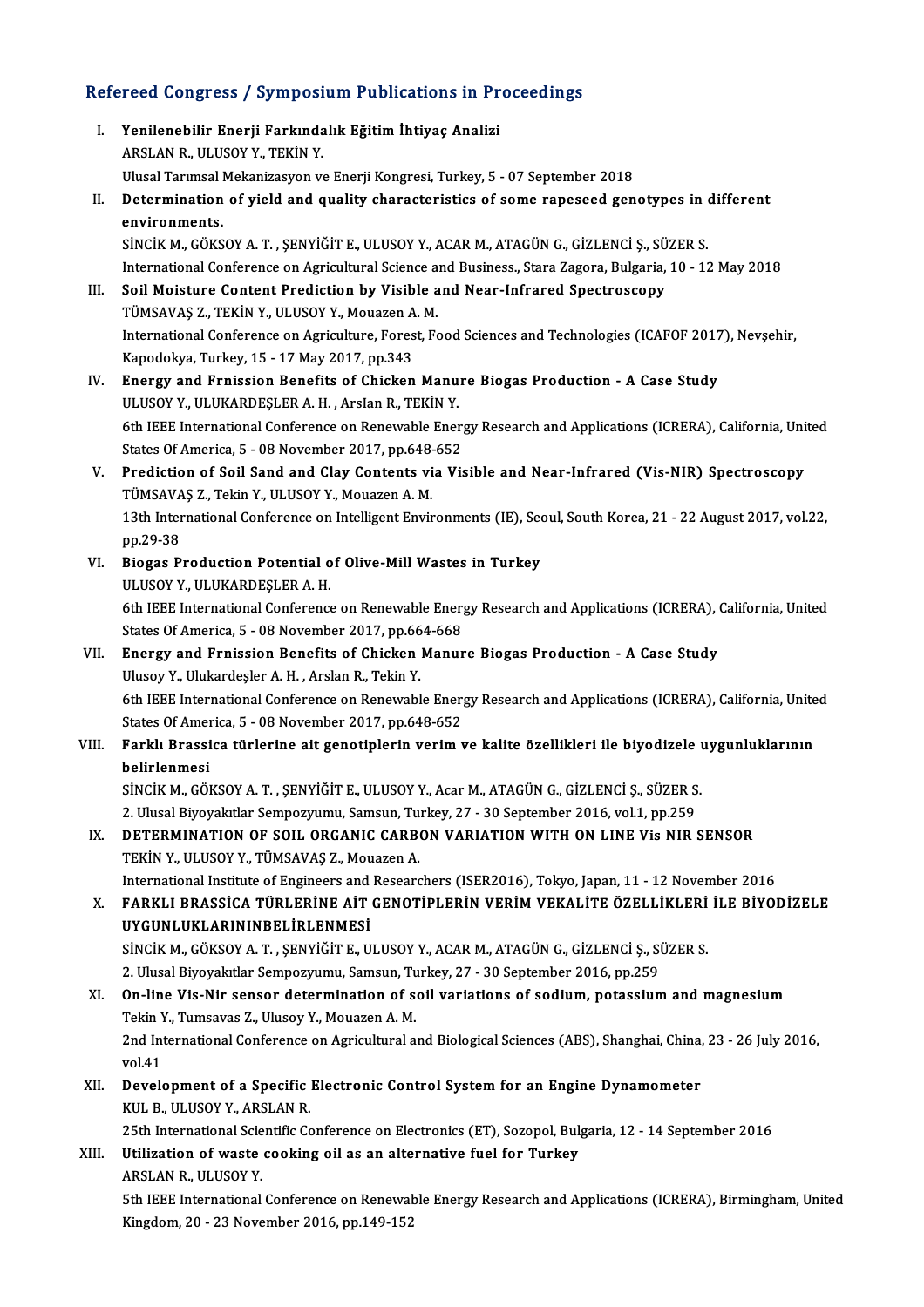## Refereed Congress / Symposium Publications in Proceedings

I. **Yenilenebilir Enerji Farkındalık Eğitim İhtiyaç Analizi**
   ARSLAN R., ULUSOY Y., TEKİN Y.
   Ulusal Tarımsal Mekanizasyon ve Enerji Kongresi, Turkey, 5 - 07 September 2018

II. **Determination of yield and quality characteristics of some rapeseed genotypes in different environments.**
   SİNCİK M., GÖKSOY A. T. , ŞENYİĞİT E., ULUSOY Y., ACAR M., ATAGÜN G., GİZLENCİ Ş., SÜZER S.
   International Conference on Agricultural Science and Business., Stara Zagora, Bulgaria, 10 - 12 May 2018

III. **Soil Moisture Content Prediction by Visible and Near-Infrared Spectroscopy**
   TÜMSAVAŞ Z., TEKİN Y., ULUSOY Y., Mouazen A. M.
   International Conference on Agriculture, Forest, Food Sciences and Technologies (ICAFOF 2017), Nevşehir, Kapodokya, Turkey, 15 - 17 May 2017, pp.343

IV. **Energy and Frnission Benefits of Chicken Manure Biogas Production - A Case Study**
   ULUSOY Y., ULUKARDEŞLER A. H. , Arslan R., TEKİN Y.
   6th IEEE International Conference on Renewable Energy Research and Applications (ICRERA), California, United States Of America, 5 - 08 November 2017, pp.648-652

V. **Prediction of Soil Sand and Clay Contents via Visible and Near-Infrared (Vis-NIR) Spectroscopy**
   TÜMSAVAŞ Z., Tekin Y., ULUSOY Y., Mouazen A. M.
   13th International Conference on Intelligent Environments (IE), Seoul, South Korea, 21 - 22 August 2017, vol.22, pp.29-38

VI. **Biogas Production Potential of Olive-Mill Wastes in Turkey**
   ULUSOY Y., ULUKARDEŞLER A. H.
   6th IEEE International Conference on Renewable Energy Research and Applications (ICRERA), California, United States Of America, 5 - 08 November 2017, pp.664-668

VII. **Energy and Frnission Benefits of Chicken Manure Biogas Production - A Case Study**
   Ulusoy Y., Ulukardeşler A. H. , Arslan R., Tekin Y.
   6th IEEE International Conference on Renewable Energy Research and Applications (ICRERA), California, United States Of America, 5 - 08 November 2017, pp.648-652

VIII. **Farklı Brassica türlerine ait genotiplerin verim ve kalite özellikleri ile biyodizele uygunluklarının belirlenmesi**
   SİNCİK M., GÖKSOY A. T. , ŞENYİĞİT E., ULUSOY Y., Acar M., ATAGÜN G., GİZLENCİ Ş., SÜZER S.
   2. Ulusal Biyoyakıtlar Sempozyumu, Samsun, Turkey, 27 - 30 September 2016, vol.1, pp.259

IX. **DETERMINATION OF SOIL ORGANIC CARBON VARIATION WITH ON LINE Vis NIR SENSOR**
   TEKİN Y., ULUSOY Y., TÜMSAVAŞ Z., Mouazen A.
   International Institute of Engineers and Researchers (ISER2016), Tokyo, Japan, 11 - 12 November 2016

X. **FARKLI BRASSİCA TÜRLERİNE AİT GENOTİPLERİN VERİM VEKALİTE ÖZELLİKLERİ İLE BİYODİZELE UYGUNLUKLARININBELİRLENMESİ**
   SİNCİK M., GÖKSOY A. T. , ŞENYİĞİT E., ULUSOY Y., ACAR M., ATAGÜN G., GİZLENCİ Ş., SÜZER S.
   2. Ulusal Biyoyakıtlar Sempozyumu, Samsun, Turkey, 27 - 30 September 2016, pp.259

XI. **On-line Vis-Nir sensor determination of soil variations of sodium, potassium and magnesium**
   Tekin Y., Tumsavas Z., Ulusoy Y., Mouazen A. M.
   2nd International Conference on Agricultural and Biological Sciences (ABS), Shanghai, China, 23 - 26 July 2016, vol.41

XII. **Development of a Specific Electronic Control System for an Engine Dynamometer**
   KUL B., ULUSOY Y., ARSLAN R.
   25th International Scientific Conference on Electronics (ET), Sozopol, Bulgaria, 12 - 14 September 2016

XIII. **Utilization of waste cooking oil as an alternative fuel for Turkey**
   ARSLAN R., ULUSOY Y.
   5th IEEE International Conference on Renewable Energy Research and Applications (ICRERA), Birmingham, United Kingdom, 20 - 23 November 2016, pp.149-152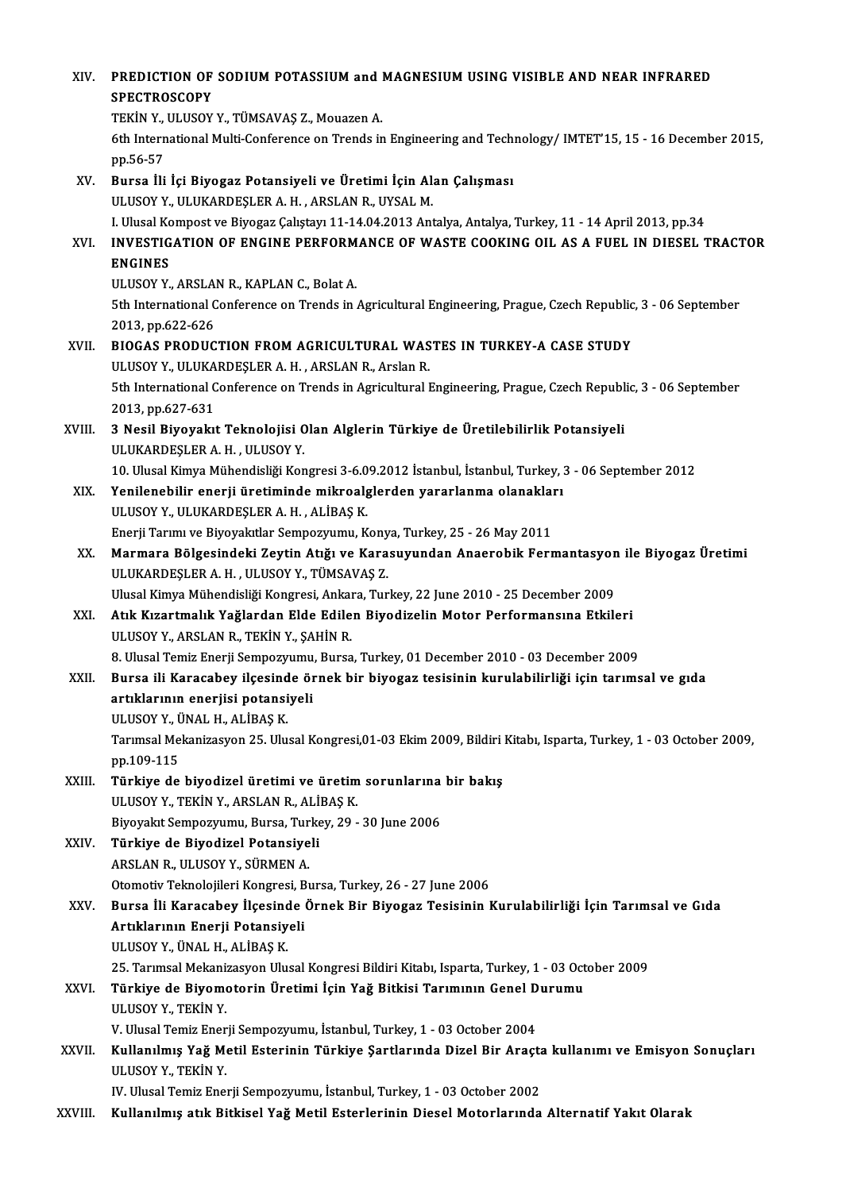XIV. **PREDICTION OF SODIUM POTASSIUM and MAGNESIUM USING VISIBLE AND NEAR INFRARED SPECTROSCOPY**
TEKİN Y., ULUSOY Y., TÜMSAVAŞ Z., Mouazen A.
6th International Multi-Conference on Trends in Engineering and Technology/ IMTET'15, 15 - 16 December 2015, pp.56-57

XV. **Bursa İli İçi Biyogaz Potansiyeli ve Üretimi İçin Alan Çalışması**
ULUSOY Y., ULUKARDEŞLER A. H. , ARSLAN R., UYSAL M.
I. Ulusal Kompost ve Biyogaz Çalıştayı 11-14.04.2013 Antalya, Antalya, Turkey, 11 - 14 April 2013, pp.34

XVI. **INVESTIGATION OF ENGINE PERFORMANCE OF WASTE COOKING OIL AS A FUEL IN DIESEL TRACTOR ENGINES**
ULUSOY Y., ARSLAN R., KAPLAN C., Bolat A.
5th International Conference on Trends in Agricultural Engineering, Prague, Czech Republic, 3 - 06 September 2013, pp.622-626

XVII. **BIOGAS PRODUCTION FROM AGRICULTURAL WASTES IN TURKEY-A CASE STUDY**
ULUSOY Y., ULUKARDEŞLER A. H. , ARSLAN R., Arslan R.
5th International Conference on Trends in Agricultural Engineering, Prague, Czech Republic, 3 - 06 September 2013, pp.627-631

XVIII. **3 Nesil Biyoyakıt Teknolojisi Olan Alglerin Türkiye de Üretilebilirlik Potansiyeli**
ULUKARDEŞLER A. H. , ULUSOY Y.
10. Ulusal Kimya Mühendisliği Kongresi 3-6.09.2012 İstanbul, İstanbul, Turkey, 3 - 06 September 2012

XIX. **Yenilenebilir enerji üretiminde mikroalglerden yararlanma olanakları**
ULUSOY Y., ULUKARDEŞLER A. H. , ALİBAŞ K.
Enerji Tarımı ve Biyoyakıtlar Sempozyumu, Konya, Turkey, 25 - 26 May 2011

XX. **Marmara Bölgesindeki Zeytin Atığı ve Karasuyundan Anaerobik Fermantasyon ile Biyogaz Üretimi**
ULUKARDEŞLER A. H. , ULUSOY Y., TÜMSAVAŞ Z.
Ulusal Kimya Mühendisliği Kongresi, Ankara, Turkey, 22 June 2010 - 25 December 2009

XXI. **Atık Kızartmalık Yağlardan Elde Edilen Biyodizelin Motor Performansına Etkileri**
ULUSOY Y., ARSLAN R., TEKİN Y., ŞAHİN R.
8. Ulusal Temiz Enerji Sempozyumu, Bursa, Turkey, 01 December 2010 - 03 December 2009

XXII. **Bursa ili Karacabey ilçesinde örnek bir biyogaz tesisinin kurulabilirliği için tarımsal ve gıda artıklarının enerjisi potansiyeli**
ULUSOY Y., ÜNAL H., ALİBAŞ K.
Tarımsal Mekanizasyon 25. Ulusal Kongresi,01-03 Ekim 2009, Bildiri Kitabı, Isparta, Turkey, 1 - 03 October 2009, pp.109-115

XXIII. **Türkiye de biyodizel üretimi ve üretim sorunlarına bir bakış**
ULUSOY Y., TEKİN Y., ARSLAN R., ALİBAŞ K.
Biyoyakıt Sempozyumu, Bursa, Turkey, 29 - 30 June 2006

XXIV. **Türkiye de Biyodizel Potansiyeli**
ARSLAN R., ULUSOY Y., SÜRMEN A.
Otomotiv Teknolojileri Kongresi, Bursa, Turkey, 26 - 27 June 2006

XXV. **Bursa İli Karacabey İlçesinde Örnek Bir Biyogaz Tesisinin Kurulabilirliği İçin Tarımsal ve Gıda Artıklarının Enerji Potansiyeli**
ULUSOY Y., ÜNAL H., ALİBAŞ K.
25. Tarımsal Mekanizasyon Ulusal Kongresi Bildiri Kitabı, Isparta, Turkey, 1 - 03 October 2009

XXVI. **Türkiye de Biyomotorin Üretimi İçin Yağ Bitkisi Tarımının Genel Durumu**
ULUSOY Y., TEKİN Y.
V. Ulusal Temiz Enerji Sempozyumu, İstanbul, Turkey, 1 - 03 October 2004

XXVII. **Kullanılmış Yağ Metil Esterinin Türkiye Şartlarında Dizel Bir Araçta kullanımı ve Emisyon Sonuçları**
ULUSOY Y., TEKİN Y.
IV. Ulusal Temiz Enerji Sempozyumu, İstanbul, Turkey, 1 - 03 October 2002

XXVIII. **Kullanılmış atık Bitkisel Yağ Metil Esterlerinin Diesel Motorlarında Alternatif Yakıt Olarak**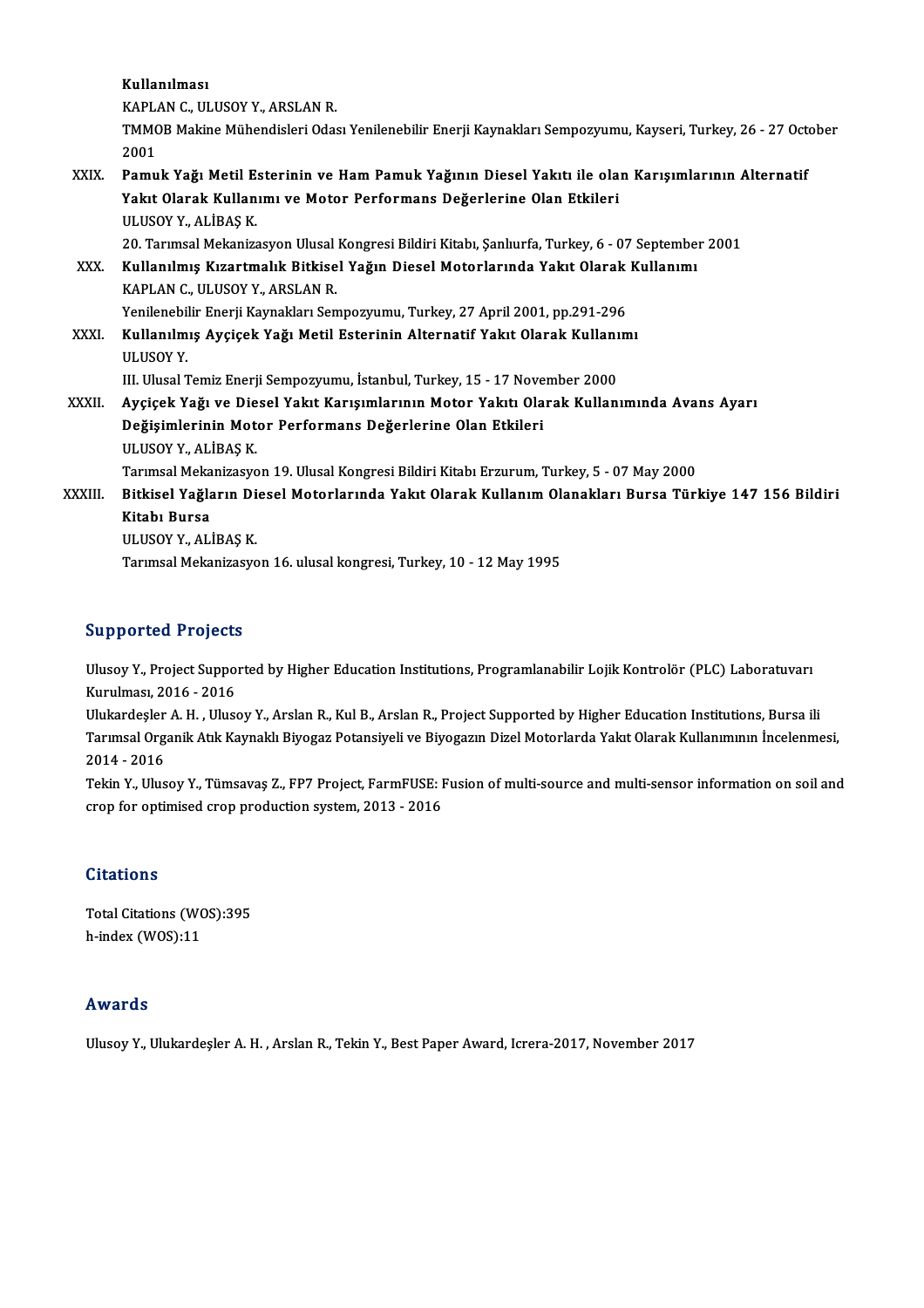Kullanılması
KAPLAN C., ULUSOY Y., ARSLAN R.
TMMOB Makine Mühendisleri Odası Yenilenebilir Enerji Kaynakları Sempozyumu, Kayseri, Turkey, 26 - 27 October 2001

XXIX. **Pamuk Yağı Metil Esterinin ve Ham Pamuk Yağının Diesel Yakıtı ile olan Karışımlarının Alternatif Yakıt Olarak Kullanımı ve Motor Performans Değerlerine Olan Etkileri**
ULUSOY Y., ALİBAŞ K.
20. Tarımsal Mekanizasyon Ulusal Kongresi Bildiri Kitabı, Şanlıurfa, Turkey, 6 - 07 September 2001

XXX. **Kullanılmış Kızartmalık Bitkisel Yağın Diesel Motorlarında Yakıt Olarak Kullanımı**
KAPLAN C., ULUSOY Y., ARSLAN R.
Yenilenebilir Enerji Kaynakları Sempozyumu, Turkey, 27 April 2001, pp.291-296

XXXI. **Kullanılmış Ayçiçek Yağı Metil Esterinin Alternatif Yakıt Olarak Kullanımı**
ULUSOY Y.
III. Ulusal Temiz Enerji Sempozyumu, İstanbul, Turkey, 15 - 17 November 2000

XXXII. **Ayçiçek Yağı ve Diesel Yakıt Karışımlarının Motor Yakıtı Olarak Kullanımında Avans Ayarı Değişimlerinin Motor Performans Değerlerine Olan Etkileri**
ULUSOY Y., ALİBAŞ K.
Tarımsal Mekanizasyon 19. Ulusal Kongresi Bildiri Kitabı Erzurum, Turkey, 5 - 07 May 2000

XXXIII. **Bitkisel Yağların Diesel Motorlarında Yakıt Olarak Kullanım Olanakları Bursa Türkiye 147 156 Bildiri Kitabı Bursa**
ULUSOY Y., ALİBAŞ K.
Tarımsal Mekanizasyon 16. ulusal kongresi, Turkey, 10 - 12 May 1995

## Supported Projects

Ulusoy Y., Project Supported by Higher Education Institutions, Programlanabilir Lojik Kontrolör (PLC) Laboratuvarı Kurulması, 2016 - 2016

Ulukardeşler A. H. , Ulusoy Y., Arslan R., Kul B., Arslan R., Project Supported by Higher Education Institutions, Bursa ili Tarımsal Organik Atık Kaynaklı Biyogaz Potansiyeli ve Biyogazın Dizel Motorlarda Yakıt Olarak Kullanımının İncelenmesi, 2014 - 2016

Tekin Y., Ulusoy Y., Tümsavaş Z., FP7 Project, FarmFUSE: Fusion of multi-source and multi-sensor information on soil and crop for optimised crop production system, 2013 - 2016

## Citations

Total Citations (WOS):395
h-index (WOS):11

## Awards

Ulusoy Y., Ulukardeşler A. H. , Arslan R., Tekin Y., Best Paper Award, Icrera-2017, November 2017